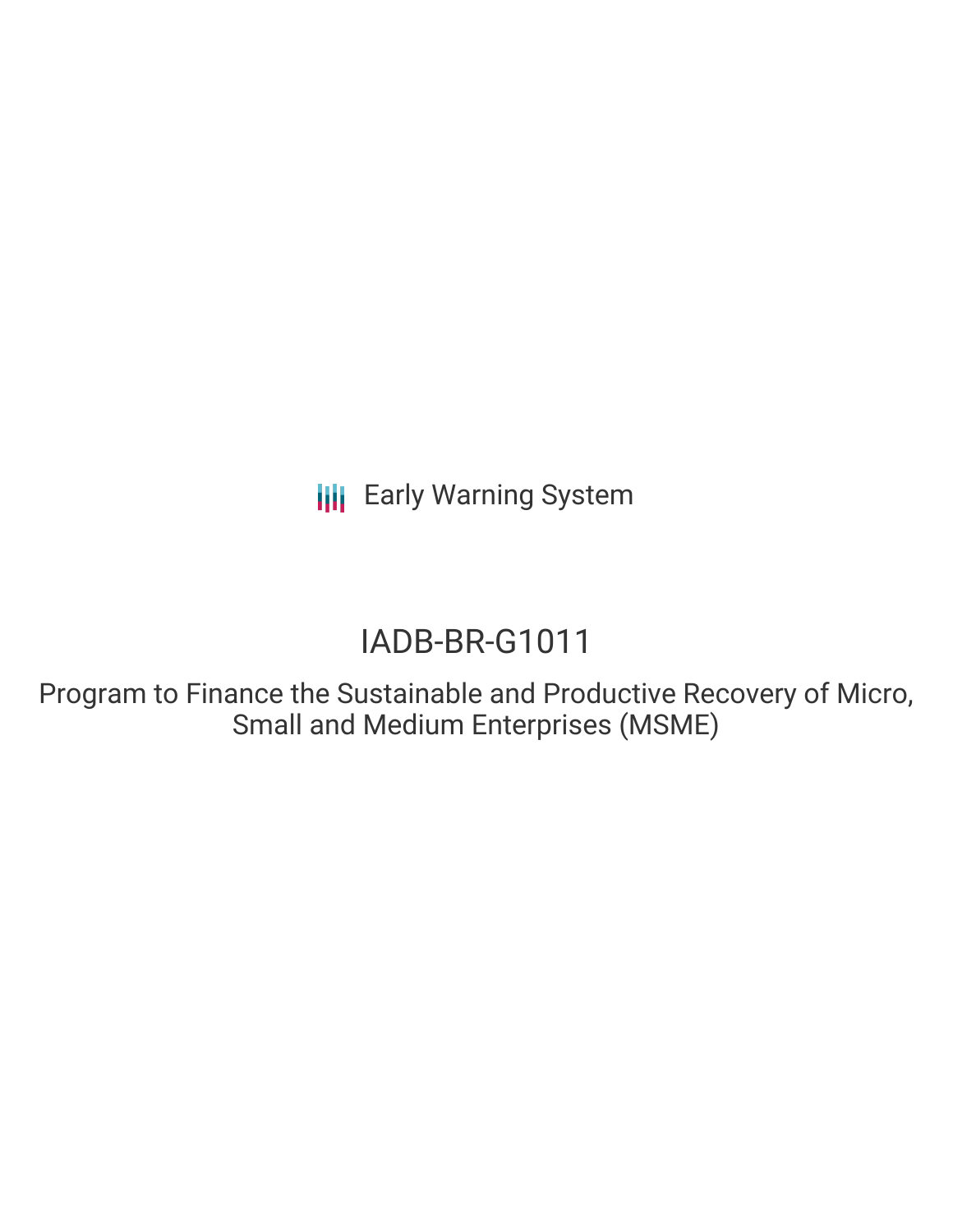Early Warning System

# IADB-BR-G1011

## Program to Finance the Sustainable and Productive Recovery of Micro, Small and Medium Enterprises (MSME)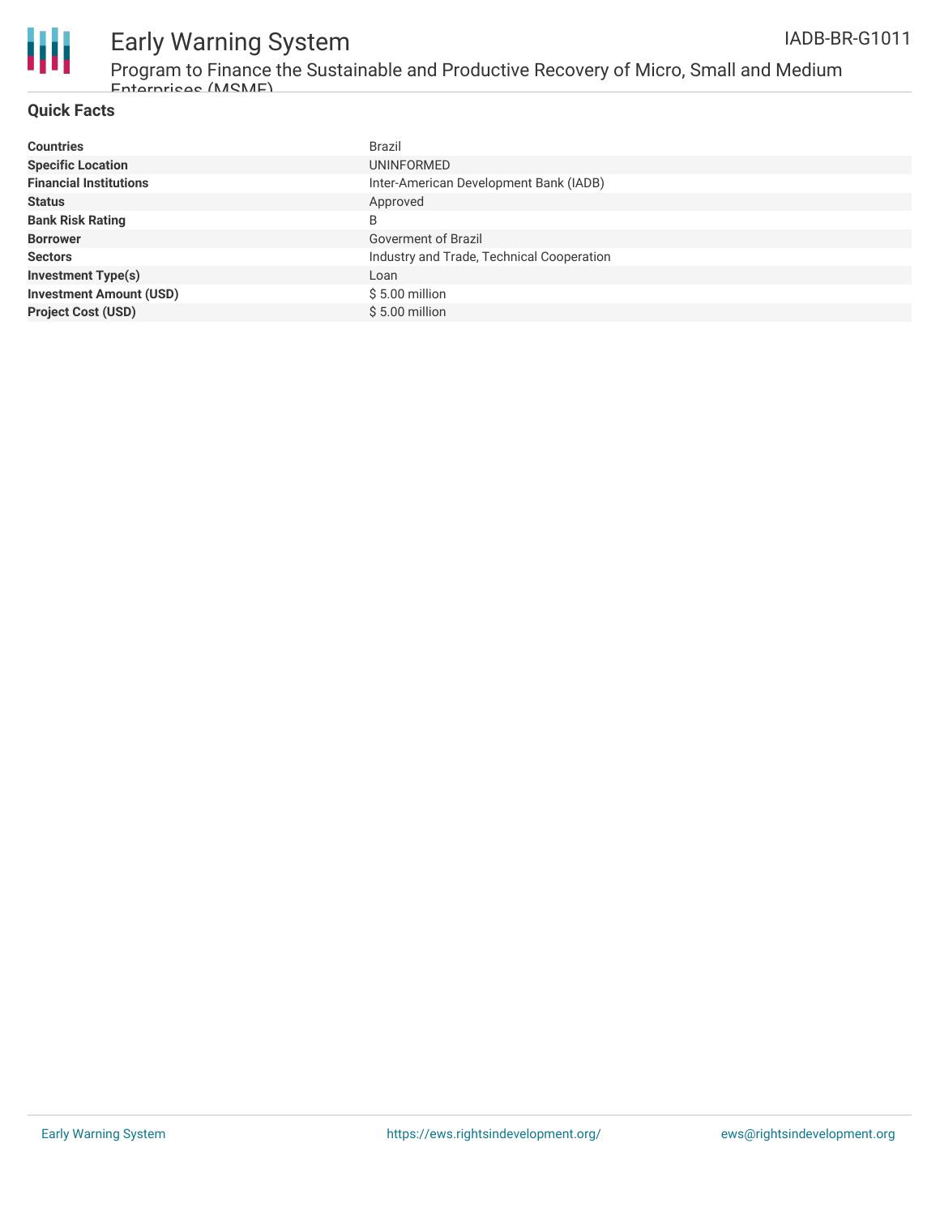## Quick Facts

| | |
|---|---|
| **Countries** | Brazil |
| **Specific Location** | UNINFORMED |
| **Financial Institutions** | Inter-American Development Bank (IADB) |
| **Status** | Approved |
| **Bank Risk Rating** | B |
| **Borrower** | Goverment of Brazil |
| **Sectors** | Industry and Trade, Technical Cooperation |
| **Investment Type(s)** | Loan |
| **Investment Amount (USD)** | $ 5.00 million |
| **Project Cost (USD)** | $ 5.00 million |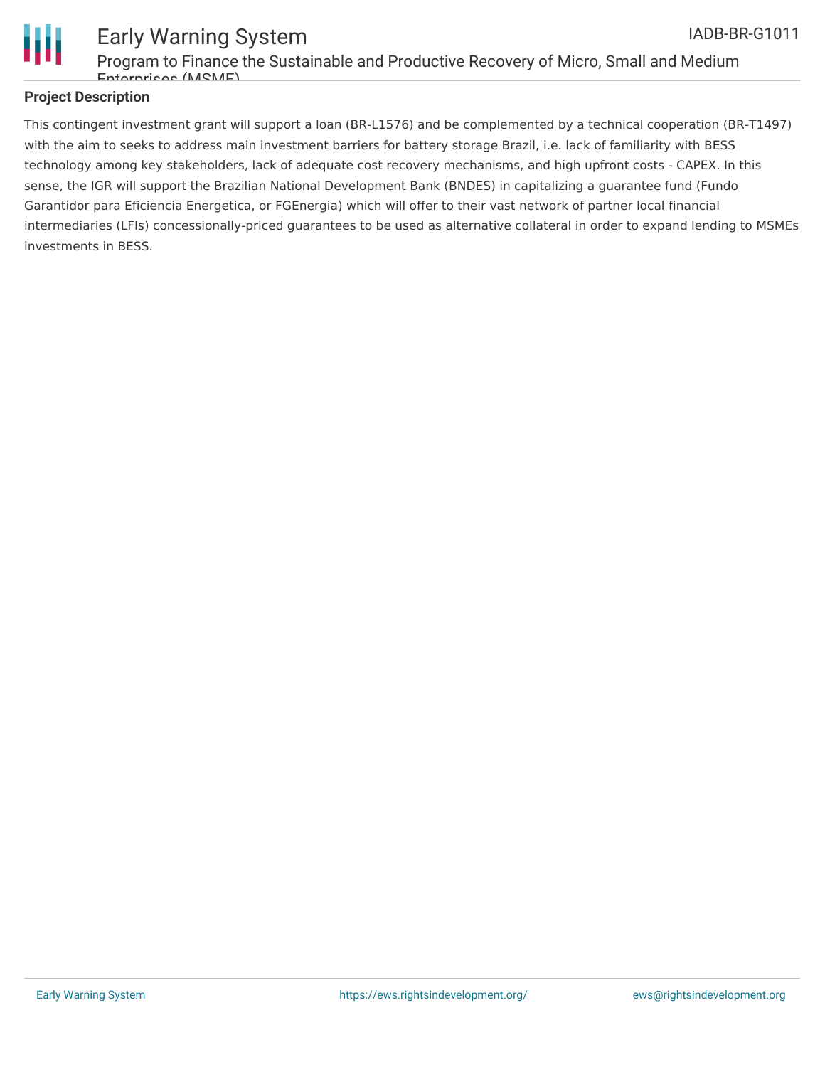## Project Description

This contingent investment grant will support a loan (BR-L1576) and be complemented by a technical cooperation (BR-T1497) with the aim to seeks to address main investment barriers for battery storage Brazil, i.e. lack of familiarity with BESS technology among key stakeholders, lack of adequate cost recovery mechanisms, and high upfront costs - CAPEX. In this sense, the IGR will support the Brazilian National Development Bank (BNDES) in capitalizing a guarantee fund (Fundo Garantidor para Eficiencia Energetica, or FGEnergia) which will offer to their vast network of partner local financial intermediaries (LFIs) concessionally-priced guarantees to be used as alternative collateral in order to expand lending to MSMEs investments in BESS.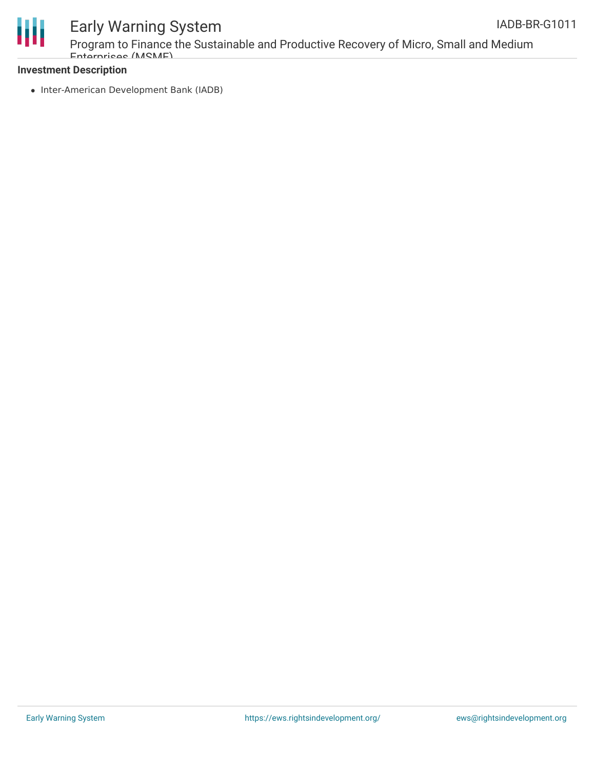**Investment Description**

- Inter-American Development Bank (IADB)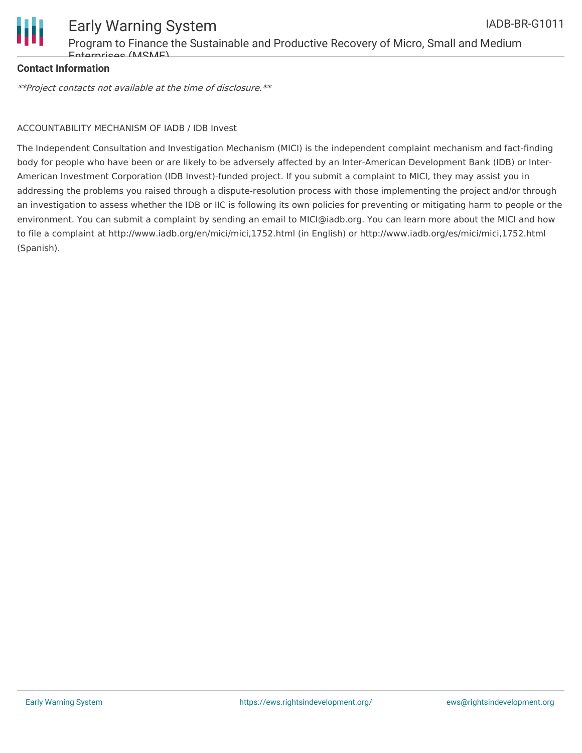**Contact Information**

*\*\*Project contacts not available at the time of disclosure.\*\**

ACCOUNTABILITY MECHANISM OF IADB / IDB Invest

The Independent Consultation and Investigation Mechanism (MICI) is the independent complaint mechanism and fact-finding body for people who have been or are likely to be adversely affected by an Inter-American Development Bank (IDB) or Inter-American Investment Corporation (IDB Invest)-funded project. If you submit a complaint to MICI, they may assist you in addressing the problems you raised through a dispute-resolution process with those implementing the project and/or through an investigation to assess whether the IDB or IIC is following its own policies for preventing or mitigating harm to people or the environment. You can submit a complaint by sending an email to MICI@iadb.org. You can learn more about the MICI and how to file a complaint at http://www.iadb.org/en/mici/mici,1752.html (in English) or http://www.iadb.org/es/mici/mici,1752.html (Spanish).